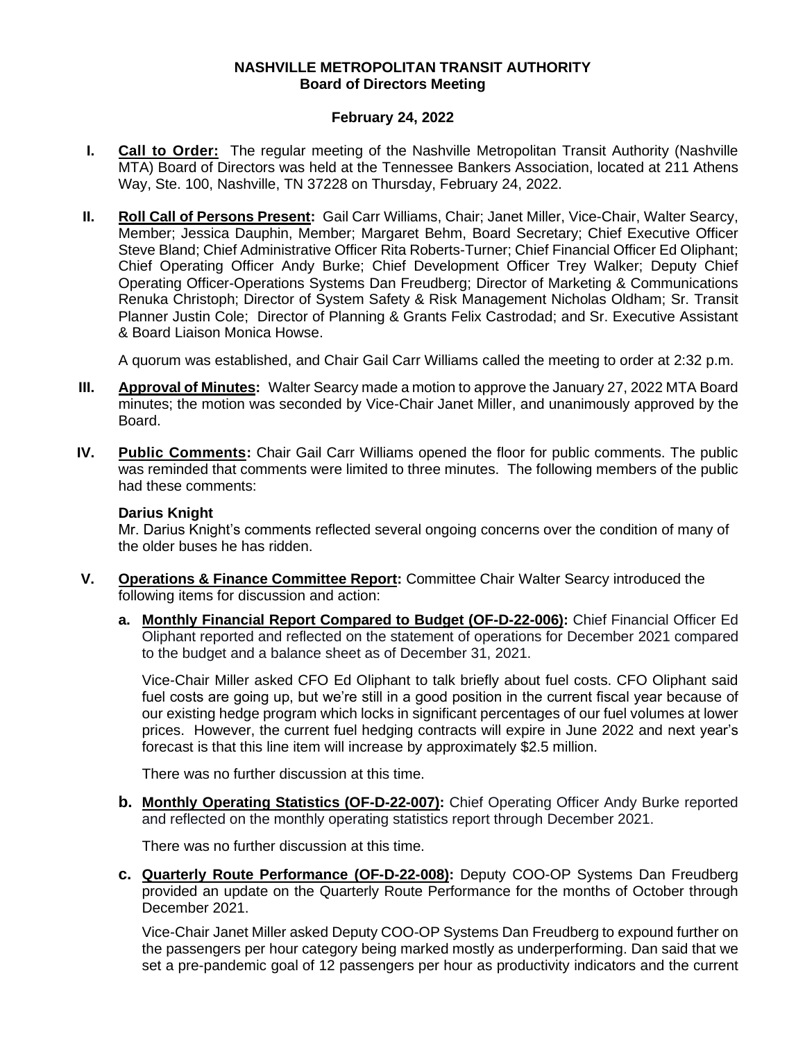# NASHVILLE METROPOLITAN TRANSIT AUTHORITY
## Board of Directors Meeting

## February 24, 2022

**I. Call to Order:** The regular meeting of the Nashville Metropolitan Transit Authority (Nashville MTA) Board of Directors was held at the Tennessee Bankers Association, located at 211 Athens Way, Ste. 100, Nashville, TN 37228 on Thursday, February 24, 2022.

**II. Roll Call of Persons Present:** Gail Carr Williams, Chair; Janet Miller, Vice-Chair, Walter Searcy, Member; Jessica Dauphin, Member; Margaret Behm, Board Secretary; Chief Executive Officer Steve Bland; Chief Administrative Officer Rita Roberts-Turner; Chief Financial Officer Ed Oliphant; Chief Operating Officer Andy Burke; Chief Development Officer Trey Walker; Deputy Chief Operating Officer-Operations Systems Dan Freudberg; Director of Marketing & Communications Renuka Christoph; Director of System Safety & Risk Management Nicholas Oldham; Sr. Transit Planner Justin Cole; Director of Planning & Grants Felix Castrodad; and Sr. Executive Assistant & Board Liaison Monica Howse.

A quorum was established, and Chair Gail Carr Williams called the meeting to order at 2:32 p.m.

**III. Approval of Minutes:** Walter Searcy made a motion to approve the January 27, 2022 MTA Board minutes; the motion was seconded by Vice-Chair Janet Miller, and unanimously approved by the Board.

**IV. Public Comments:** Chair Gail Carr Williams opened the floor for public comments. The public was reminded that comments were limited to three minutes. The following members of the public had these comments:

**Darius Knight**
Mr. Darius Knight's comments reflected several ongoing concerns over the condition of many of the older buses he has ridden.

**V. Operations & Finance Committee Report:** Committee Chair Walter Searcy introduced the following items for discussion and action:

**a. Monthly Financial Report Compared to Budget (OF-D-22-006):** Chief Financial Officer Ed Oliphant reported and reflected on the statement of operations for December 2021 compared to the budget and a balance sheet as of December 31, 2021.

Vice-Chair Miller asked CFO Ed Oliphant to talk briefly about fuel costs. CFO Oliphant said fuel costs are going up, but we're still in a good position in the current fiscal year because of our existing hedge program which locks in significant percentages of our fuel volumes at lower prices. However, the current fuel hedging contracts will expire in June 2022 and next year's forecast is that this line item will increase by approximately $2.5 million.

There was no further discussion at this time.

**b. Monthly Operating Statistics (OF-D-22-007):** Chief Operating Officer Andy Burke reported and reflected on the monthly operating statistics report through December 2021.

There was no further discussion at this time.

**c. Quarterly Route Performance (OF-D-22-008):** Deputy COO-OP Systems Dan Freudberg provided an update on the Quarterly Route Performance for the months of October through December 2021.

Vice-Chair Janet Miller asked Deputy COO-OP Systems Dan Freudberg to expound further on the passengers per hour category being marked mostly as underperforming. Dan said that we set a pre-pandemic goal of 12 passengers per hour as productivity indicators and the current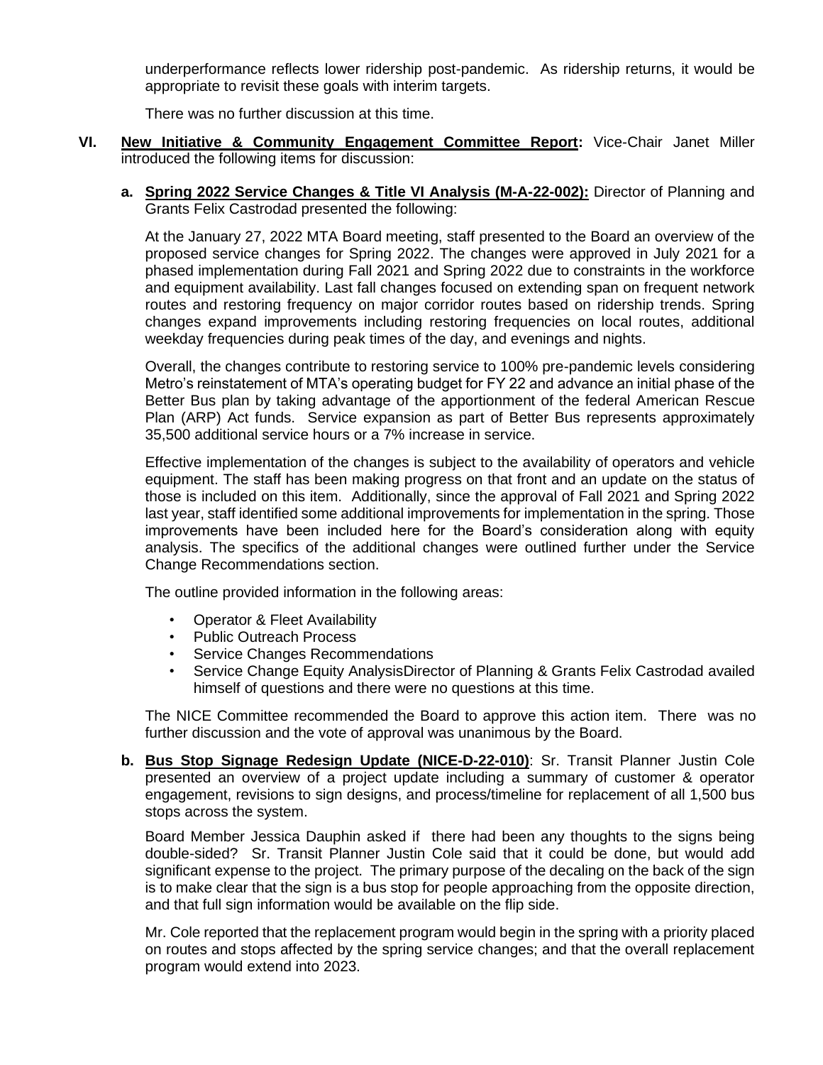underperformance reflects lower ridership post-pandemic. As ridership returns, it would be appropriate to revisit these goals with interim targets.

There was no further discussion at this time.

## VI. New Initiative & Community Engagement Committee Report: Vice-Chair Janet Miller introduced the following items for discussion:

**a. Spring 2022 Service Changes & Title VI Analysis (M-A-22-002):** Director of Planning and Grants Felix Castrodad presented the following:

At the January 27, 2022 MTA Board meeting, staff presented to the Board an overview of the proposed service changes for Spring 2022. The changes were approved in July 2021 for a phased implementation during Fall 2021 and Spring 2022 due to constraints in the workforce and equipment availability. Last fall changes focused on extending span on frequent network routes and restoring frequency on major corridor routes based on ridership trends. Spring changes expand improvements including restoring frequencies on local routes, additional weekday frequencies during peak times of the day, and evenings and nights.

Overall, the changes contribute to restoring service to 100% pre-pandemic levels considering Metro's reinstatement of MTA's operating budget for FY 22 and advance an initial phase of the Better Bus plan by taking advantage of the apportionment of the federal American Rescue Plan (ARP) Act funds. Service expansion as part of Better Bus represents approximately 35,500 additional service hours or a 7% increase in service.

Effective implementation of the changes is subject to the availability of operators and vehicle equipment. The staff has been making progress on that front and an update on the status of those is included on this item. Additionally, since the approval of Fall 2021 and Spring 2022 last year, staff identified some additional improvements for implementation in the spring. Those improvements have been included here for the Board's consideration along with equity analysis. The specifics of the additional changes were outlined further under the Service Change Recommendations section.

The outline provided information in the following areas:

- Operator & Fleet Availability
- Public Outreach Process
- Service Changes Recommendations
- Service Change Equity AnalysisDirector of Planning & Grants Felix Castrodad availed himself of questions and there were no questions at this time.

The NICE Committee recommended the Board to approve this action item. There was no further discussion and the vote of approval was unanimous by the Board.

**b. Bus Stop Signage Redesign Update (NICE-D-22-010)**: Sr. Transit Planner Justin Cole presented an overview of a project update including a summary of customer & operator engagement, revisions to sign designs, and process/timeline for replacement of all 1,500 bus stops across the system.

Board Member Jessica Dauphin asked if there had been any thoughts to the signs being double-sided? Sr. Transit Planner Justin Cole said that it could be done, but would add significant expense to the project. The primary purpose of the decaling on the back of the sign is to make clear that the sign is a bus stop for people approaching from the opposite direction, and that full sign information would be available on the flip side.

Mr. Cole reported that the replacement program would begin in the spring with a priority placed on routes and stops affected by the spring service changes; and that the overall replacement program would extend into 2023.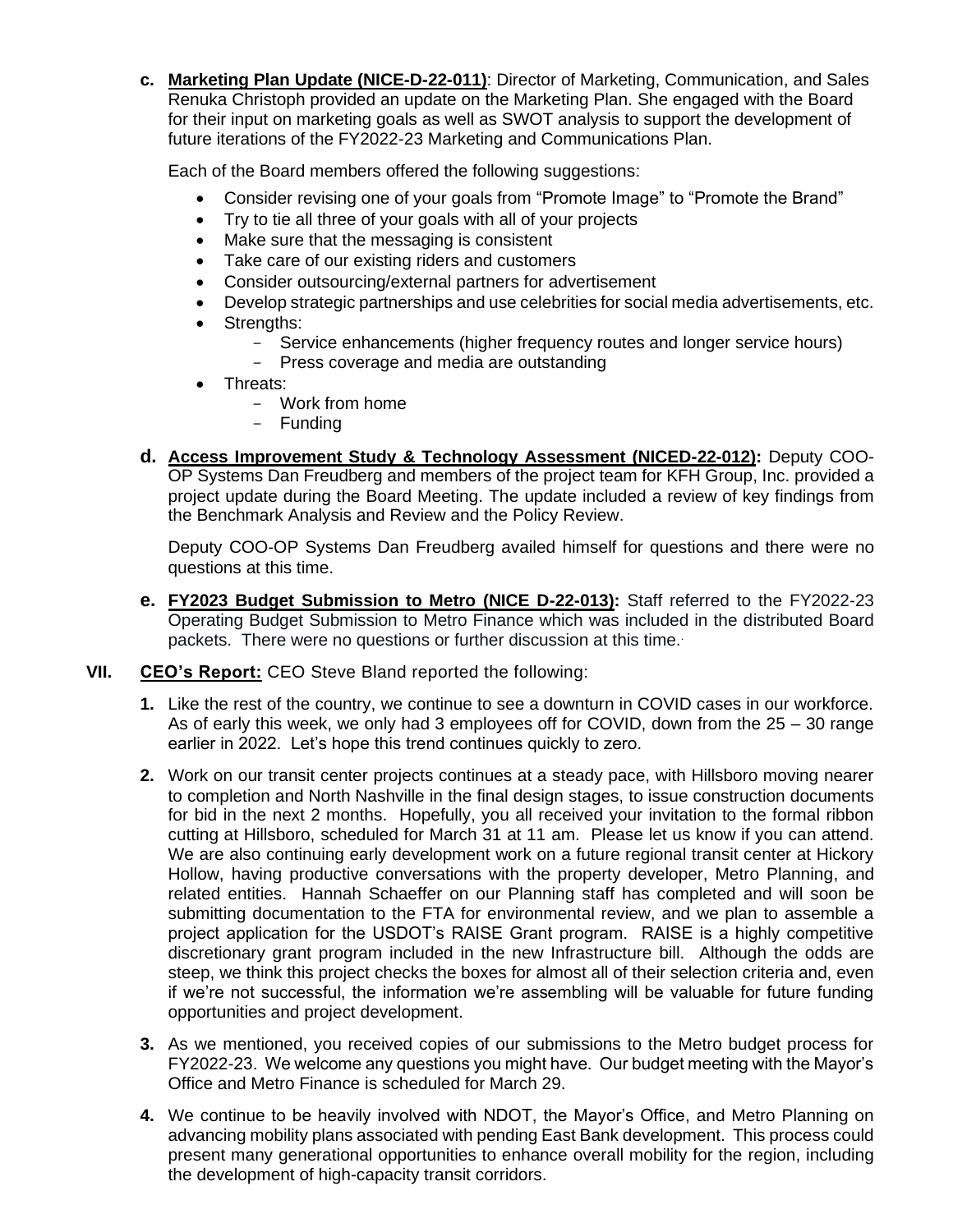c. **Marketing Plan Update (NICE-D-22-011)**: Director of Marketing, Communication, and Sales Renuka Christoph provided an update on the Marketing Plan. She engaged with the Board for their input on marketing goals as well as SWOT analysis to support the development of future iterations of the FY2022-23 Marketing and Communications Plan.

   Each of the Board members offered the following suggestions:

   - Consider revising one of your goals from "Promote Image" to "Promote the Brand"
   - Try to tie all three of your goals with all of your projects
   - Make sure that the messaging is consistent
   - Take care of our existing riders and customers
   - Consider outsourcing/external partners for advertisement
   - Develop strategic partnerships and use celebrities for social media advertisements, etc.
   - Strengths:
     - Service enhancements (higher frequency routes and longer service hours)
     - Press coverage and media are outstanding
   - Threats:
     - Work from home
     - Funding

d. **Access Improvement Study & Technology Assessment (NICED-22-012):** Deputy COO-OP Systems Dan Freudberg and members of the project team for KFH Group, Inc. provided a project update during the Board Meeting. The update included a review of key findings from the Benchmark Analysis and Review and the Policy Review.

   Deputy COO-OP Systems Dan Freudberg availed himself for questions and there were no questions at this time.

e. **FY2023 Budget Submission to Metro (NICE D-22-013):** Staff referred to the FY2022-23 Operating Budget Submission to Metro Finance which was included in the distributed Board packets. There were no questions or further discussion at this time.

**VII. CEO's Report:** CEO Steve Bland reported the following:

1. Like the rest of the country, we continue to see a downturn in COVID cases in our workforce. As of early this week, we only had 3 employees off for COVID, down from the 25 – 30 range earlier in 2022. Let's hope this trend continues quickly to zero.

2. Work on our transit center projects continues at a steady pace, with Hillsboro moving nearer to completion and North Nashville in the final design stages, to issue construction documents for bid in the next 2 months. Hopefully, you all received your invitation to the formal ribbon cutting at Hillsboro, scheduled for March 31 at 11 am. Please let us know if you can attend. We are also continuing early development work on a future regional transit center at Hickory Hollow, having productive conversations with the property developer, Metro Planning, and related entities. Hannah Schaeffer on our Planning staff has completed and will soon be submitting documentation to the FTA for environmental review, and we plan to assemble a project application for the USDOT's RAISE Grant program. RAISE is a highly competitive discretionary grant program included in the new Infrastructure bill. Although the odds are steep, we think this project checks the boxes for almost all of their selection criteria and, even if we're not successful, the information we're assembling will be valuable for future funding opportunities and project development.

3. As we mentioned, you received copies of our submissions to the Metro budget process for FY2022-23. We welcome any questions you might have. Our budget meeting with the Mayor's Office and Metro Finance is scheduled for March 29.

4. We continue to be heavily involved with NDOT, the Mayor's Office, and Metro Planning on advancing mobility plans associated with pending East Bank development. This process could present many generational opportunities to enhance overall mobility for the region, including the development of high-capacity transit corridors.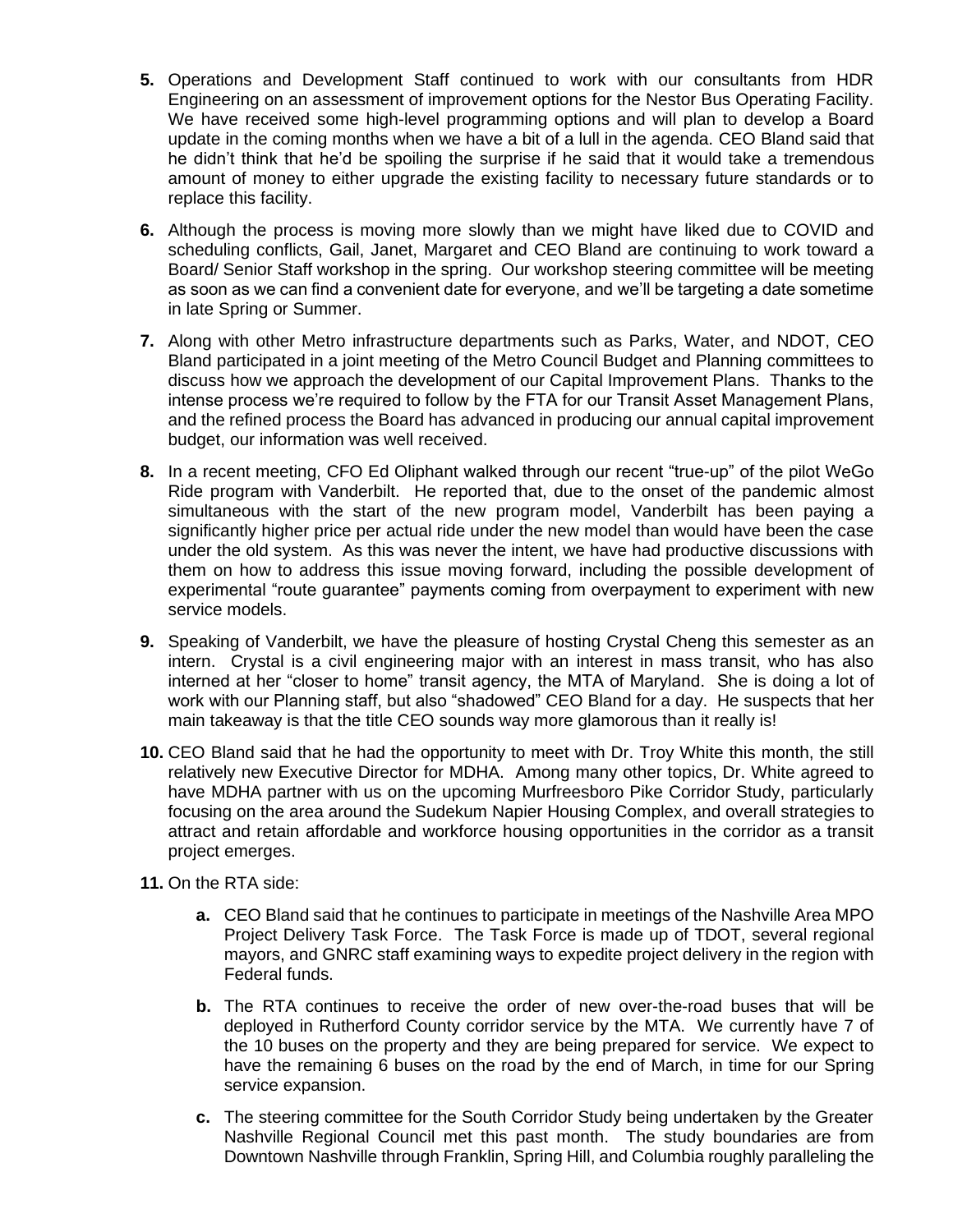5. **Operations and Development Staff** continued to work with our consultants from HDR Engineering on an assessment of improvement options for the Nestor Bus Operating Facility. We have received some high-level programming options and will plan to develop a Board update in the coming months when we have a bit of a lull in the agenda. CEO Bland said that he didn't think that he'd be spoiling the surprise if he said that it would take a tremendous amount of money to either upgrade the existing facility to necessary future standards or to replace this facility.

6. Although the process is moving more slowly than we might have liked due to COVID and scheduling conflicts, Gail, Janet, Margaret and CEO Bland are continuing to work toward a Board/ Senior Staff workshop in the spring. Our workshop steering committee will be meeting as soon as we can find a convenient date for everyone, and we'll be targeting a date sometime in late Spring or Summer.

7. Along with other Metro infrastructure departments such as Parks, Water, and NDOT, CEO Bland participated in a joint meeting of the Metro Council Budget and Planning committees to discuss how we approach the development of our Capital Improvement Plans. Thanks to the intense process we're required to follow by the FTA for our Transit Asset Management Plans, and the refined process the Board has advanced in producing our annual capital improvement budget, our information was well received.

8. In a recent meeting, CFO Ed Oliphant walked through our recent "true-up" of the pilot WeGo Ride program with Vanderbilt. He reported that, due to the onset of the pandemic almost simultaneous with the start of the new program model, Vanderbilt has been paying a significantly higher price per actual ride under the new model than would have been the case under the old system. As this was never the intent, we have had productive discussions with them on how to address this issue moving forward, including the possible development of experimental "route guarantee" payments coming from overpayment to experiment with new service models.

9. Speaking of Vanderbilt, we have the pleasure of hosting Crystal Cheng this semester as an intern. Crystal is a civil engineering major with an interest in mass transit, who has also interned at her "closer to home" transit agency, the MTA of Maryland. She is doing a lot of work with our Planning staff, but also "shadowed" CEO Bland for a day. He suspects that her main takeaway is that the title CEO sounds way more glamorous than it really is!

10. CEO Bland said that he had the opportunity to meet with Dr. Troy White this month, the still relatively new Executive Director for MDHA. Among many other topics, Dr. White agreed to have MDHA partner with us on the upcoming Murfreesboro Pike Corridor Study, particularly focusing on the area around the Sudekum Napier Housing Complex, and overall strategies to attract and retain affordable and workforce housing opportunities in the corridor as a transit project emerges.

11. On the RTA side:

    a. CEO Bland said that he continues to participate in meetings of the Nashville Area MPO Project Delivery Task Force. The Task Force is made up of TDOT, several regional mayors, and GNRC staff examining ways to expedite project delivery in the region with Federal funds.

    b. The RTA continues to receive the order of new over-the-road buses that will be deployed in Rutherford County corridor service by the MTA. We currently have 7 of the 10 buses on the property and they are being prepared for service. We expect to have the remaining 6 buses on the road by the end of March, in time for our Spring service expansion.

    c. The steering committee for the South Corridor Study being undertaken by the Greater Nashville Regional Council met this past month. The study boundaries are from Downtown Nashville through Franklin, Spring Hill, and Columbia roughly paralleling the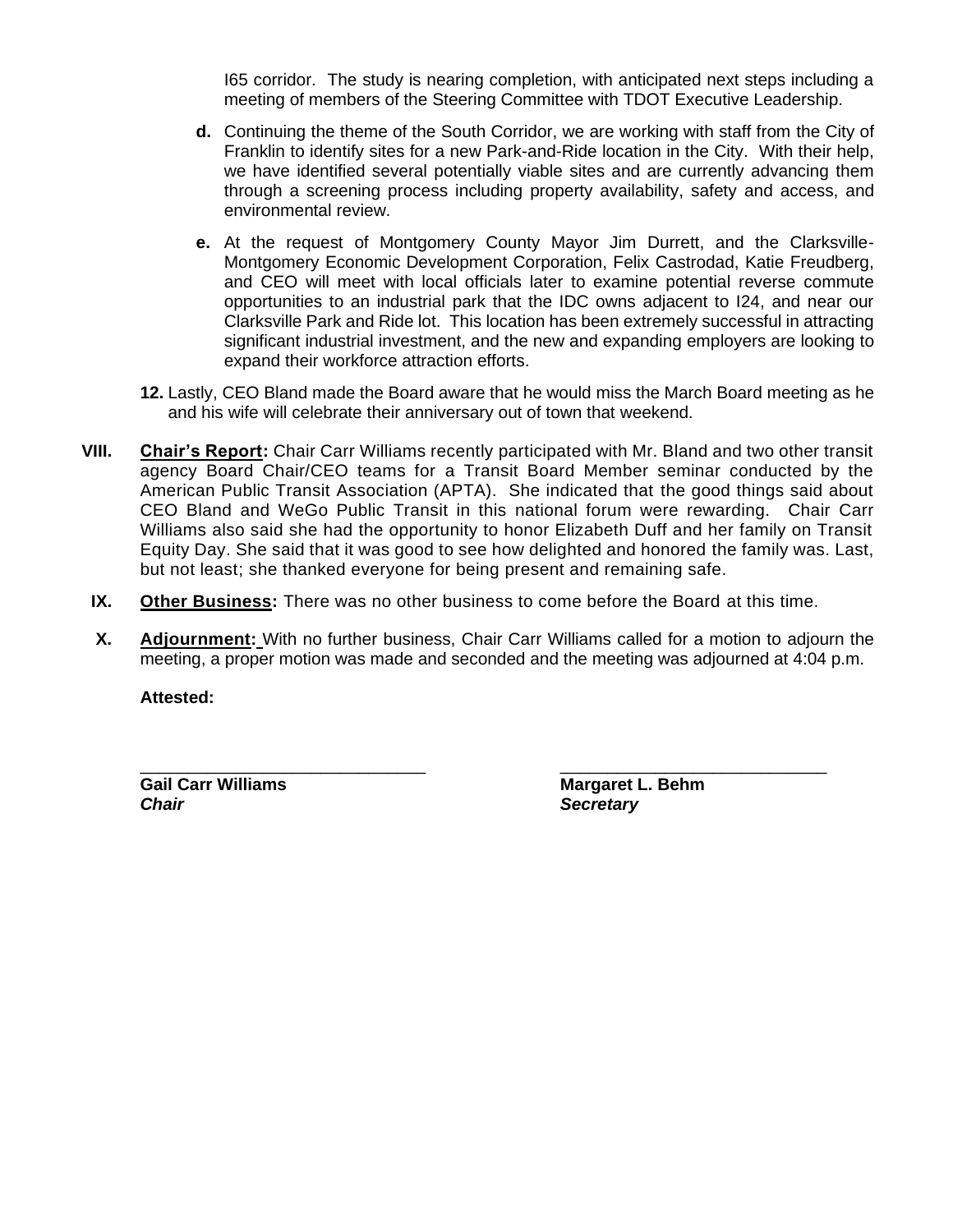I65 corridor. The study is nearing completion, with anticipated next steps including a meeting of members of the Steering Committee with TDOT Executive Leadership.

- **d.** Continuing the theme of the South Corridor, we are working with staff from the City of Franklin to identify sites for a new Park-and-Ride location in the City. With their help, we have identified several potentially viable sites and are currently advancing them through a screening process including property availability, safety and access, and environmental review.

- **e.** At the request of Montgomery County Mayor Jim Durrett, and the Clarksville-Montgomery Economic Development Corporation, Felix Castrodad, Katie Freudberg, and CEO will meet with local officials later to examine potential reverse commute opportunities to an industrial park that the IDC owns adjacent to I24, and near our Clarksville Park and Ride lot. This location has been extremely successful in attracting significant industrial investment, and the new and expanding employers are looking to expand their workforce attraction efforts.

**12.** Lastly, CEO Bland made the Board aware that he would miss the March Board meeting as he and his wife will celebrate their anniversary out of town that weekend.

**VIII.** **Chair's Report:** Chair Carr Williams recently participated with Mr. Bland and two other transit agency Board Chair/CEO teams for a Transit Board Member seminar conducted by the American Public Transit Association (APTA). She indicated that the good things said about CEO Bland and WeGo Public Transit in this national forum were rewarding. Chair Carr Williams also said she had the opportunity to honor Elizabeth Duff and her family on Transit Equity Day. She said that it was good to see how delighted and honored the family was. Last, but not least; she thanked everyone for being present and remaining safe.

**IX.** **Other Business:** There was no other business to come before the Board at this time.

**X.** **Adjournment:** With no further business, Chair Carr Williams called for a motion to adjourn the meeting, a proper motion was made and seconded and the meeting was adjourned at 4:04 p.m.

**Attested:**

\_\_\_\_\_\_\_\_\_\_\_\_\_\_\_\_\_\_\_\_\_\_\_\_\_\_\_\_\_\_
**Gail Carr Williams**
***Chair***

\_\_\_\_\_\_\_\_\_\_\_\_\_\_\_\_\_\_\_\_\_\_\_\_\_\_\_\_\_\_
**Margaret L. Behm**
***Secretary***